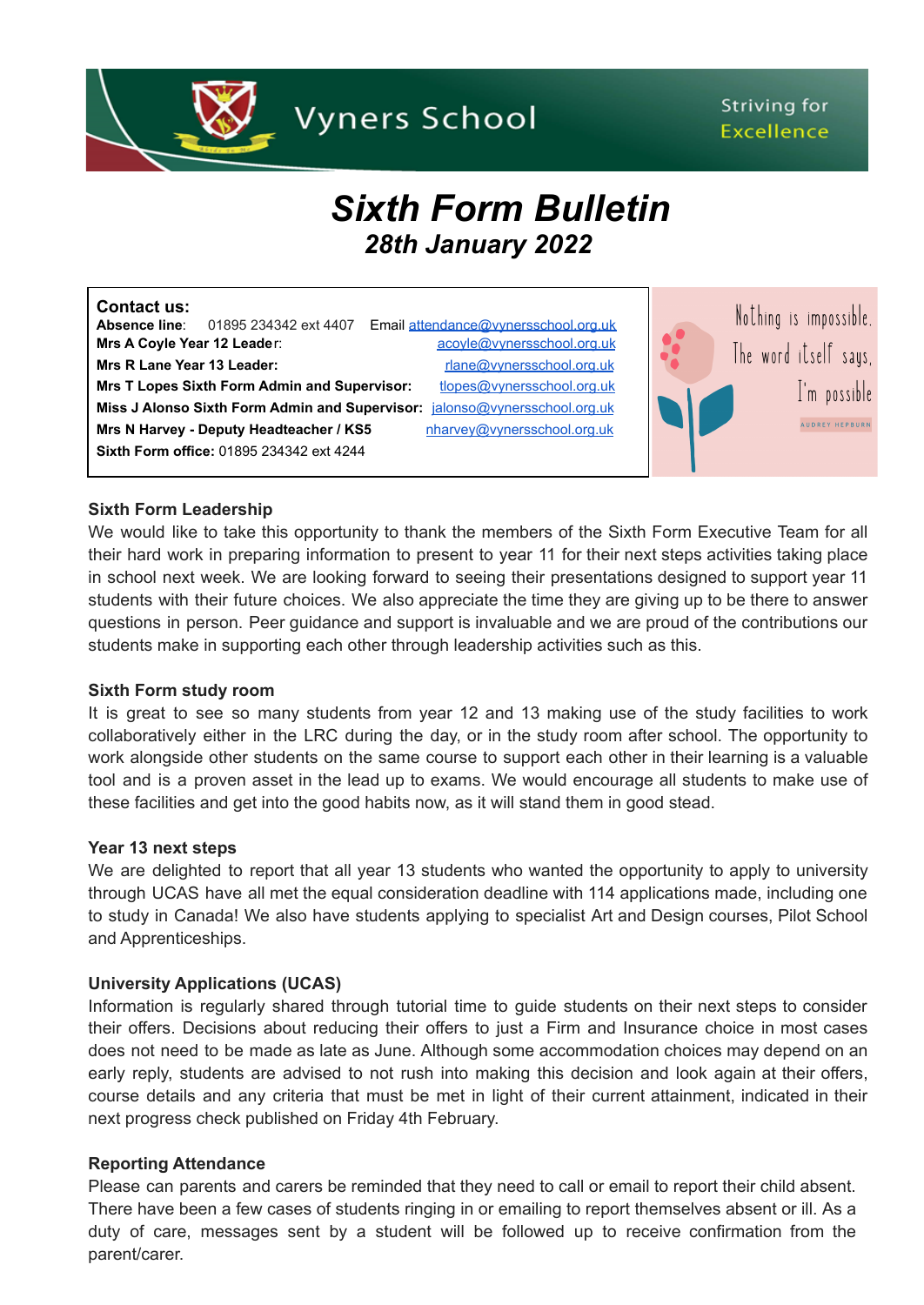Vyners School

Striving for Excellence

# *Sixth Form Bulletin*

## *28th January 2022*

**Contact us:**

**Absence line**: 01895 234342 ext 4407 Email attendance@vynersschool.org.uk

**Mrs A Coyle Year 12 Leader**: acoyle@vynersschool.org.uk

**Mrs R Lane Year 13 Leader:** rlane@vynersschool.org.uk

**Mrs T Lopes Sixth Form Admin and Supervisor:** tlopes@vynersschool.org.uk

**Miss J Alonso Sixth Form Admin and Supervisor:** jalonso@vynersschool.org.uk

**Mrs N Harvey - Deputy Headteacher / KS5** nharvey@vynersschool.org.uk

**Sixth Form office:** 01895 234342 ext 4244

Nothing is impossible. The word itself says, I'm possible

AUDREY HEPBURN

### Sixth Form Leadership

We would like to take this opportunity to thank the members of the Sixth Form Executive Team for all their hard work in preparing information to present to year 11 for their next steps activities taking place in school next week. We are looking forward to seeing their presentations designed to support year 11 students with their future choices. We also appreciate the time they are giving up to be there to answer questions in person. Peer guidance and support is invaluable and we are proud of the contributions our students make in supporting each other through leadership activities such as this.

### Sixth Form study room

It is great to see so many students from year 12 and 13 making use of the study facilities to work collaboratively either in the LRC during the day, or in the study room after school. The opportunity to work alongside other students on the same course to support each other in their learning is a valuable tool and is a proven asset in the lead up to exams. We would encourage all students to make use of these facilities and get into the good habits now, as it will stand them in good stead.

### Year 13 next steps

We are delighted to report that all year 13 students who wanted the opportunity to apply to university through UCAS have all met the equal consideration deadline with 114 applications made, including one to study in Canada! We also have students applying to specialist Art and Design courses, Pilot School and Apprenticeships.

### University Applications (UCAS)

Information is regularly shared through tutorial time to guide students on their next steps to consider their offers. Decisions about reducing their offers to just a Firm and Insurance choice in most cases does not need to be made as late as June. Although some accommodation choices may depend on an early reply, students are advised to not rush into making this decision and look again at their offers, course details and any criteria that must be met in light of their current attainment, indicated in their next progress check published on Friday 4th February.

### Reporting Attendance

Please can parents and carers be reminded that they need to call or email to report their child absent. There have been a few cases of students ringing in or emailing to report themselves absent or ill. As a duty of care, messages sent by a student will be followed up to receive confirmation from the parent/carer.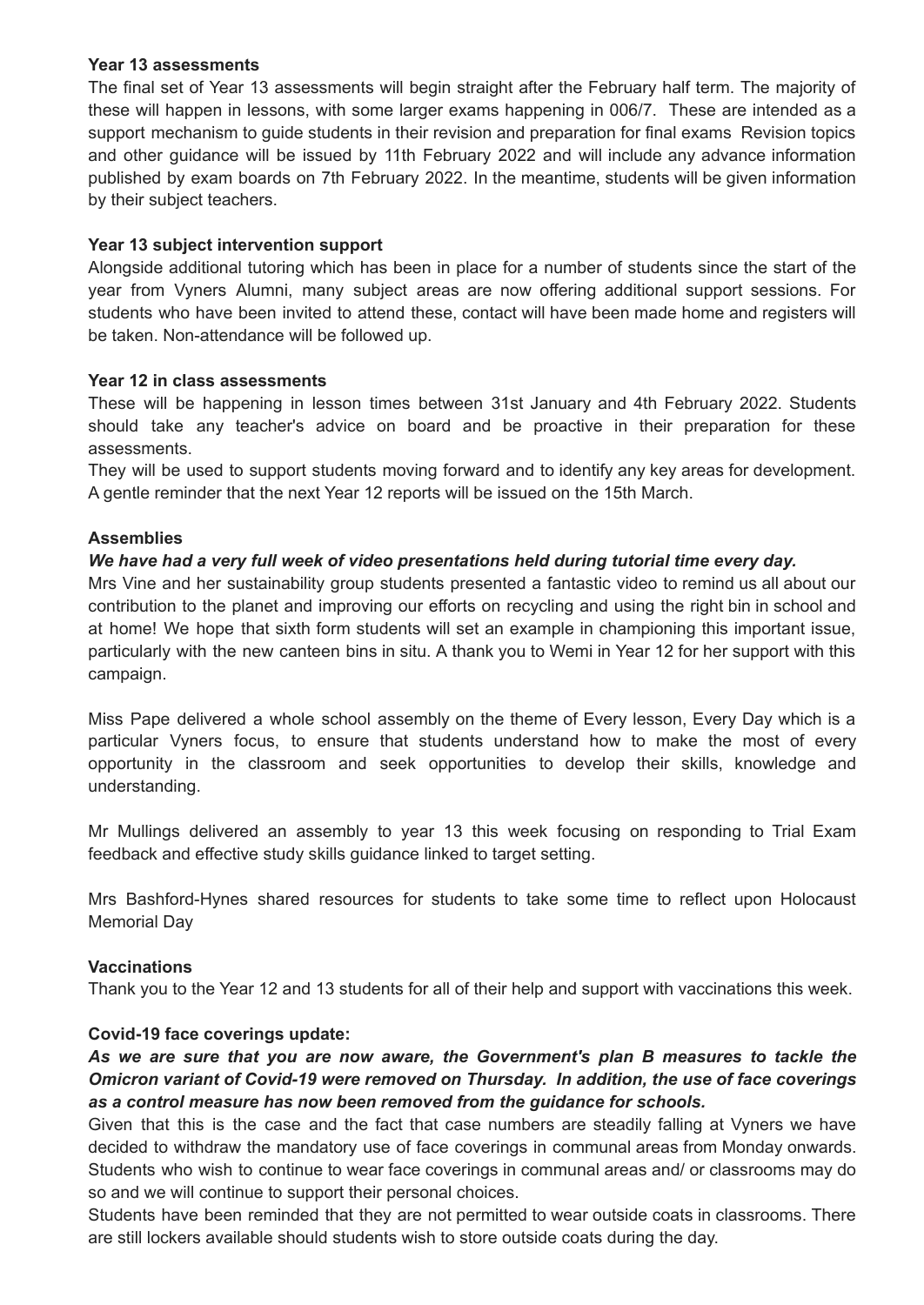**Year 13 assessments**

The final set of Year 13 assessments will begin straight after the February half term. The majority of these will happen in lessons, with some larger exams happening in 006/7. These are intended as a support mechanism to guide students in their revision and preparation for final exams Revision topics and other guidance will be issued by 11th February 2022 and will include any advance information published by exam boards on 7th February 2022. In the meantime, students will be given information by their subject teachers.

**Year 13 subject intervention support**

Alongside additional tutoring which has been in place for a number of students since the start of the year from Vyners Alumni, many subject areas are now offering additional support sessions. For students who have been invited to attend these, contact will have been made home and registers will be taken. Non-attendance will be followed up.

**Year 12 in class assessments**

These will be happening in lesson times between 31st January and 4th February 2022. Students should take any teacher's advice on board and be proactive in their preparation for these assessments.

They will be used to support students moving forward and to identify any key areas for development. A gentle reminder that the next Year 12 reports will be issued on the 15th March.

**Assemblies**

***We have had a very full week of video presentations held during tutorial time every day.***

Mrs Vine and her sustainability group students presented a fantastic video to remind us all about our contribution to the planet and improving our efforts on recycling and using the right bin in school and at home! We hope that sixth form students will set an example in championing this important issue, particularly with the new canteen bins in situ. A thank you to Wemi in Year 12 for her support with this campaign.

Miss Pape delivered a whole school assembly on the theme of Every lesson, Every Day which is a particular Vyners focus, to ensure that students understand how to make the most of every opportunity in the classroom and seek opportunities to develop their skills, knowledge and understanding.

Mr Mullings delivered an assembly to year 13 this week focusing on responding to Trial Exam feedback and effective study skills guidance linked to target setting.

Mrs Bashford-Hynes shared resources for students to take some time to reflect upon Holocaust Memorial Day

**Vaccinations**

Thank you to the Year 12 and 13 students for all of their help and support with vaccinations this week.

**Covid-19 face coverings update:**

***As we are sure that you are now aware, the Government's plan B measures to tackle the Omicron variant of Covid-19 were removed on Thursday. In addition, the use of face coverings as a control measure has now been removed from the guidance for schools.***

Given that this is the case and the fact that case numbers are steadily falling at Vyners we have decided to withdraw the mandatory use of face coverings in communal areas from Monday onwards. Students who wish to continue to wear face coverings in communal areas and/ or classrooms may do so and we will continue to support their personal choices.

Students have been reminded that they are not permitted to wear outside coats in classrooms. There are still lockers available should students wish to store outside coats during the day.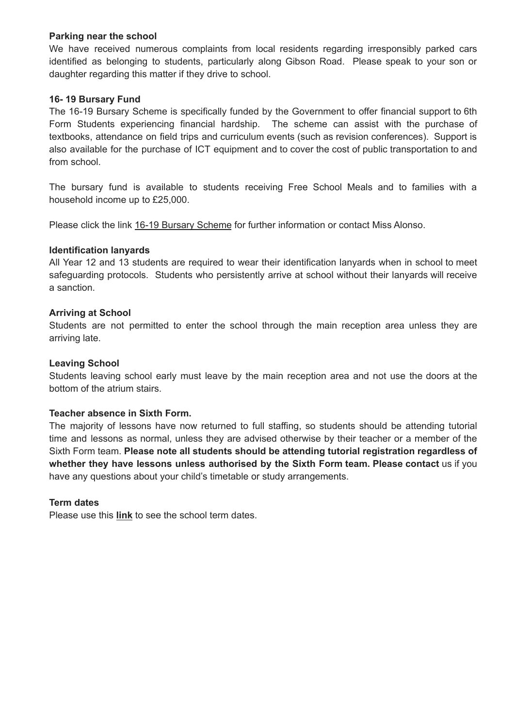**Parking near the school**

We have received numerous complaints from local residents regarding irresponsibly parked cars identified as belonging to students, particularly along Gibson Road. Please speak to your son or daughter regarding this matter if they drive to school.

**16- 19 Bursary Fund**

The 16-19 Bursary Scheme is specifically funded by the Government to offer financial support to 6th Form Students experiencing financial hardship. The scheme can assist with the purchase of textbooks, attendance on field trips and curriculum events (such as revision conferences). Support is also available for the purchase of ICT equipment and to cover the cost of public transportation to and from school.

The bursary fund is available to students receiving Free School Meals and to families with a household income up to £25,000.

Please click the link 16-19 Bursary Scheme for further information or contact Miss Alonso.

**Identification lanyards**

All Year 12 and 13 students are required to wear their identification lanyards when in school to meet safeguarding protocols. Students who persistently arrive at school without their lanyards will receive a sanction.

**Arriving at School**

Students are not permitted to enter the school through the main reception area unless they are arriving late.

**Leaving School**

Students leaving school early must leave by the main reception area and not use the doors at the bottom of the atrium stairs.

**Teacher absence in Sixth Form.**

The majority of lessons have now returned to full staffing, so students should be attending tutorial time and lessons as normal, unless they are advised otherwise by their teacher or a member of the Sixth Form team. **Please note all students should be attending tutorial registration regardless of whether they have lessons unless authorised by the Sixth Form team. Please contact** us if you have any questions about your child's timetable or study arrangements.

**Term dates**

Please use this **link** to see the school term dates.